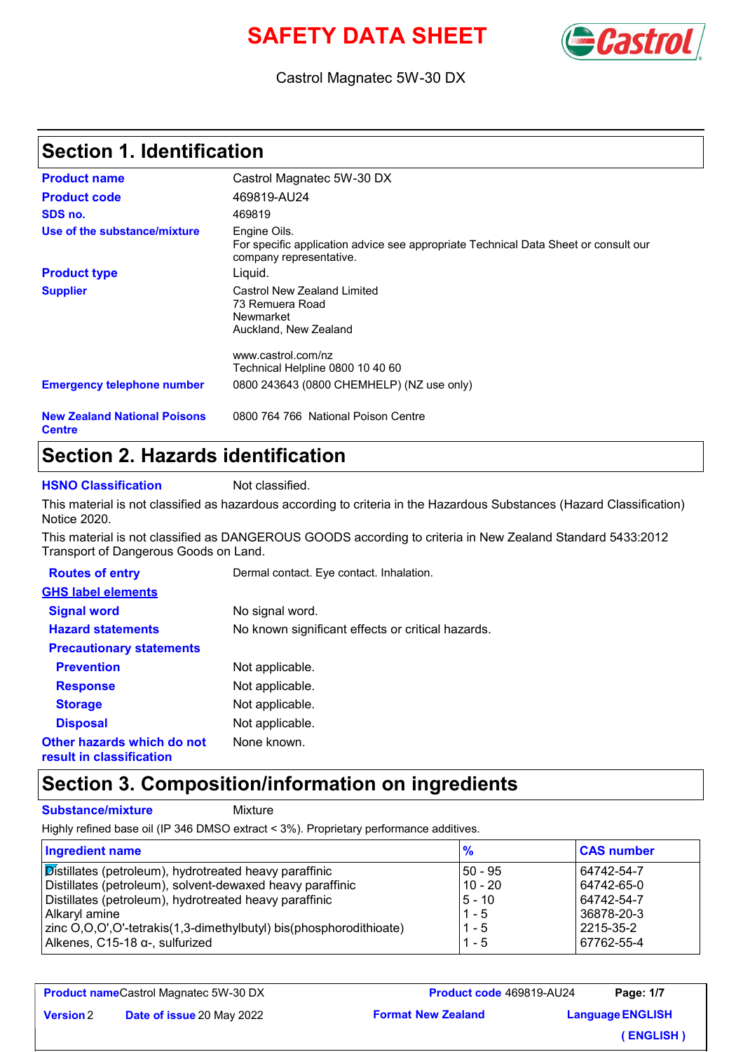# SAFETY DATA SHEET

Castrol Magnatec 5W-30 DX

## Section 1. Identification

| | |
|---|---|
| **Product name** | Castrol Magnatec 5W-30 DX |
| **Product code** | 469819-AU24 |
| **SDS no.** | 469819 |
| **Use of the substance/mixture** | Engine Oils. For specific application advice see appropriate Technical Data Sheet or consult our company representative. |
| **Product type** | Liquid. |
| **Supplier** | Castrol New Zealand Limited<br>73 Remuera Road<br>Newmarket<br>Auckland, New Zealand<br><br>www.castrol.com/nz<br>Technical Helpline 0800 10 40 60 |
| **Emergency telephone number** | 0800 243643 (0800 CHEMHELP) (NZ use only) |
| **New Zealand National Poisons Centre** | 0800 764 766 National Poison Centre |

## Section 2. Hazards identification

**HSNO Classification** Not classified.

This material is not classified as hazardous according to criteria in the Hazardous Substances (Hazard Classification) Notice 2020.

This material is not classified as DANGEROUS GOODS according to criteria in New Zealand Standard 5433:2012 Transport of Dangerous Goods on Land.

**Routes of entry** Dermal contact. Eye contact. Inhalation.

**GHS label elements**

| | |
|---|---|
| **Signal word** | No signal word. |
| **Hazard statements** | No known significant effects or critical hazards. |
| **Precautionary statements** | |
| **Prevention** | Not applicable. |
| **Response** | Not applicable. |
| **Storage** | Not applicable. |
| **Disposal** | Not applicable. |
| **Other hazards which do not result in classification** | None known. |

## Section 3. Composition/information on ingredients

**Substance/mixture** Mixture

Highly refined base oil (IP 346 DMSO extract < 3%). Proprietary performance additives.

| Ingredient name | % | CAS number |
|---|---|---|
| Distillates (petroleum), hydrotreated heavy paraffinic | 50 - 95 | 64742-54-7 |
| Distillates (petroleum), solvent-dewaxed heavy paraffinic | 10 - 20 | 64742-65-0 |
| Distillates (petroleum), hydrotreated heavy paraffinic | 5 - 10 | 64742-54-7 |
| Alkaryl amine | 1 - 5 | 36878-20-3 |
| zinc O,O,O',O'-tetrakis(1,3-dimethylbutyl) bis(phosphorodithioate) | 1 - 5 | 2215-35-2 |
| Alkenes, C15-18 α-, sulfurized | 1 - 5 | 67762-55-4 |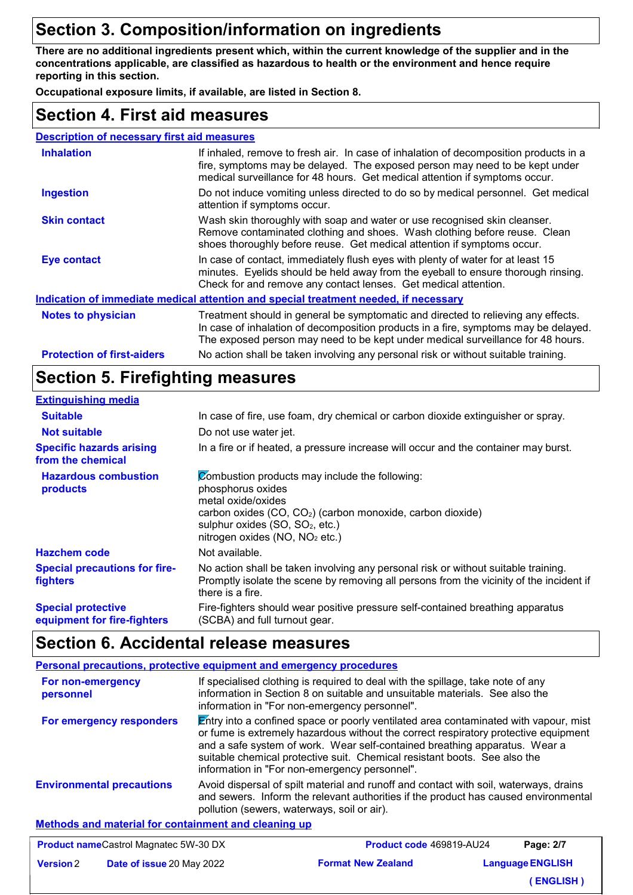## Section 3. Composition/information on ingredients

**There are no additional ingredients present which, within the current knowledge of the supplier and in the concentrations applicable, are classified as hazardous to health or the environment and hence require reporting in this section.**

**Occupational exposure limits, if available, are listed in Section 8.**

## Section 4. First aid measures

### Description of necessary first aid measures

| | |
|---|---|
| **Inhalation** | If inhaled, remove to fresh air. In case of inhalation of decomposition products in a fire, symptoms may be delayed. The exposed person may need to be kept under medical surveillance for 48 hours. Get medical attention if symptoms occur. |
| **Ingestion** | Do not induce vomiting unless directed to do so by medical personnel. Get medical attention if symptoms occur. |
| **Skin contact** | Wash skin thoroughly with soap and water or use recognised skin cleanser. Remove contaminated clothing and shoes. Wash clothing before reuse. Clean shoes thoroughly before reuse. Get medical attention if symptoms occur. |
| **Eye contact** | In case of contact, immediately flush eyes with plenty of water for at least 15 minutes. Eyelids should be held away from the eyeball to ensure thorough rinsing. Check for and remove any contact lenses. Get medical attention. |

### Indication of immediate medical attention and special treatment needed, if necessary

| | |
|---|---|
| **Notes to physician** | Treatment should in general be symptomatic and directed to relieving any effects. In case of inhalation of decomposition products in a fire, symptoms may be delayed. The exposed person may need to be kept under medical surveillance for 48 hours. |
| **Protection of first-aiders** | No action shall be taken involving any personal risk or without suitable training. |

## Section 5. Firefighting measures

### Extinguishing media

| | |
|---|---|
| **Suitable** | In case of fire, use foam, dry chemical or carbon dioxide extinguisher or spray. |
| **Not suitable** | Do not use water jet. |
| **Specific hazards arising from the chemical** | In a fire or if heated, a pressure increase will occur and the container may burst. |
| **Hazardous combustion products** | Combustion products may include the following:<br>phosphorus oxides<br>metal oxide/oxides<br>carbon oxides ($CO$, $CO_2$) (carbon monoxide, carbon dioxide)<br>sulphur oxides ($SO$, $SO_2$, etc.)<br>nitrogen oxides ($NO$, $NO_2$ etc.) |
| **Hazchem code** | Not available. |
| **Special precautions for fire-fighters** | No action shall be taken involving any personal risk or without suitable training. Promptly isolate the scene by removing all persons from the vicinity of the incident if there is a fire. |
| **Special protective equipment for fire-fighters** | Fire-fighters should wear positive pressure self-contained breathing apparatus (SCBA) and full turnout gear. |

## Section 6. Accidental release measures

### Personal precautions, protective equipment and emergency procedures

| | |
|---|---|
| **For non-emergency personnel** | If specialised clothing is required to deal with the spillage, take note of any information in Section 8 on suitable and unsuitable materials. See also the information in "For non-emergency personnel". |
| **For emergency responders** | Entry into a confined space or poorly ventilated area contaminated with vapour, mist or fume is extremely hazardous without the correct respiratory protective equipment and a safe system of work. Wear self-contained breathing apparatus. Wear a suitable chemical protective suit. Chemical resistant boots. See also the information in "For non-emergency personnel". |
| **Environmental precautions** | Avoid dispersal of spilt material and runoff and contact with soil, waterways, drains and sewers. Inform the relevant authorities if the product has caused environmental pollution (sewers, waterways, soil or air). |

### Methods and material for containment and cleaning up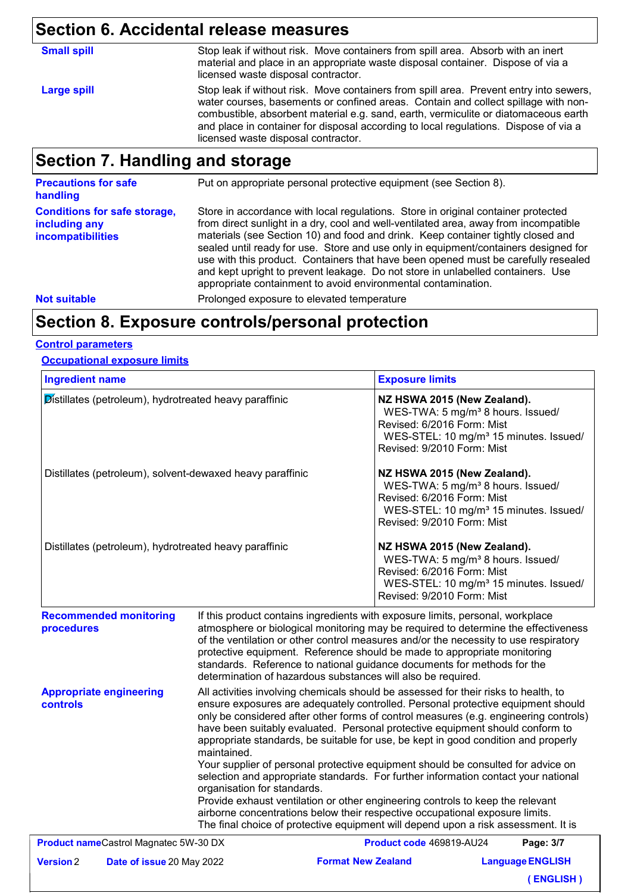## Section 6. Accidental release measures

**Small spill**

Stop leak if without risk. Move containers from spill area. Absorb with an inert material and place in an appropriate waste disposal container. Dispose of via a licensed waste disposal contractor.

**Large spill**

Stop leak if without risk. Move containers from spill area. Prevent entry into sewers, water courses, basements or confined areas. Contain and collect spillage with non-combustible, absorbent material e.g. sand, earth, vermiculite or diatomaceous earth and place in container for disposal according to local regulations. Dispose of via a licensed waste disposal contractor.

## Section 7. Handling and storage

**Precautions for safe handling**

Put on appropriate personal protective equipment (see Section 8).

**Conditions for safe storage, including any incompatibilities**

Store in accordance with local regulations. Store in original container protected from direct sunlight in a dry, cool and well-ventilated area, away from incompatible materials (see Section 10) and food and drink. Keep container tightly closed and sealed until ready for use. Store and use only in equipment/containers designed for use with this product. Containers that have been opened must be carefully resealed and kept upright to prevent leakage. Do not store in unlabelled containers. Use appropriate containment to avoid environmental contamination.

**Not suitable**

Prolonged exposure to elevated temperature

## Section 8. Exposure controls/personal protection

### Control parameters

#### Occupational exposure limits

| Ingredient name | Exposure limits |
|---|---|
| Distillates (petroleum), hydrotreated heavy paraffinic | **NZ HSWA 2015 (New Zealand).** WES-TWA: 5 mg/m³ 8 hours. Issued/Revised: 6/2016 Form: Mist WES-STEL: 10 mg/m³ 15 minutes. Issued/Revised: 9/2010 Form: Mist |
| Distillates (petroleum), solvent-dewaxed heavy paraffinic | **NZ HSWA 2015 (New Zealand).** WES-TWA: 5 mg/m³ 8 hours. Issued/Revised: 6/2016 Form: Mist WES-STEL: 10 mg/m³ 15 minutes. Issued/Revised: 9/2010 Form: Mist |
| Distillates (petroleum), hydrotreated heavy paraffinic | **NZ HSWA 2015 (New Zealand).** WES-TWA: 5 mg/m³ 8 hours. Issued/Revised: 6/2016 Form: Mist WES-STEL: 10 mg/m³ 15 minutes. Issued/Revised: 9/2010 Form: Mist |

**Recommended monitoring procedures**

If this product contains ingredients with exposure limits, personal, workplace atmosphere or biological monitoring may be required to determine the effectiveness of the ventilation or other control measures and/or the necessity to use respiratory protective equipment. Reference should be made to appropriate monitoring standards. Reference to national guidance documents for methods for the determination of hazardous substances will also be required.

**Appropriate engineering controls**

All activities involving chemicals should be assessed for their risks to health, to ensure exposures are adequately controlled. Personal protective equipment should only be considered after other forms of control measures (e.g. engineering controls) have been suitably evaluated. Personal protective equipment should conform to appropriate standards, be suitable for use, be kept in good condition and properly maintained.

Your supplier of personal protective equipment should be consulted for advice on selection and appropriate standards. For further information contact your national organisation for standards.

Provide exhaust ventilation or other engineering controls to keep the relevant airborne concentrations below their respective occupational exposure limits.

The final choice of protective equipment will depend upon a risk assessment. It is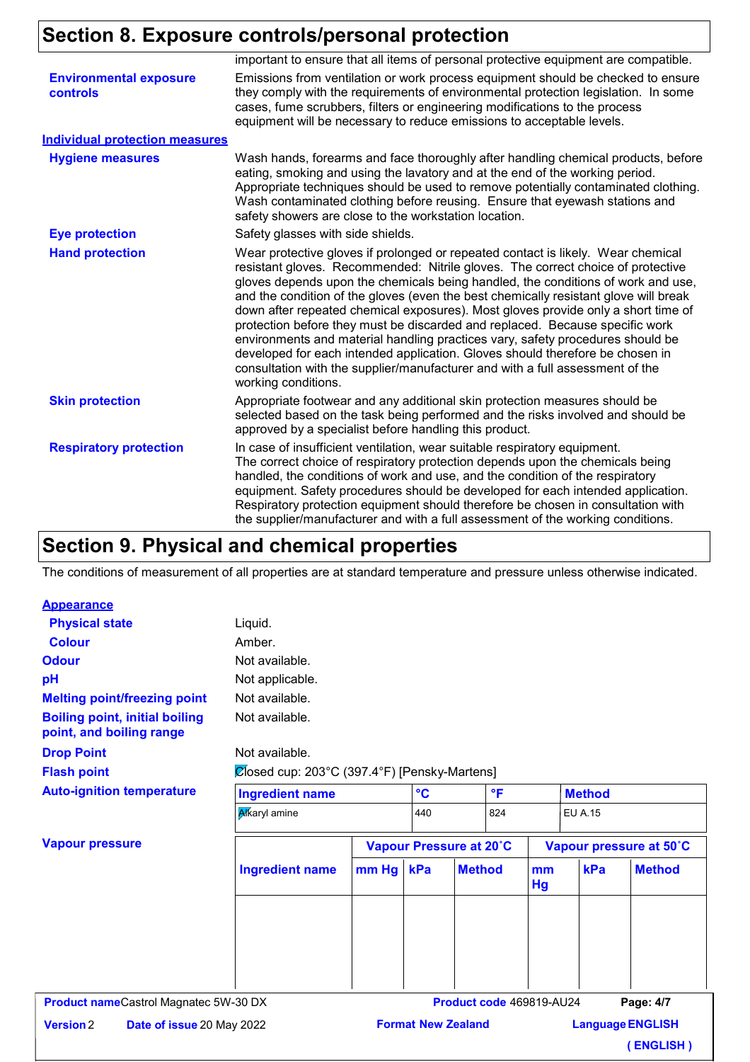## Section 8. Exposure controls/personal protection

important to ensure that all items of personal protective equipment are compatible.

**Environmental exposure controls**

Emissions from ventilation or work process equipment should be checked to ensure they comply with the requirements of environmental protection legislation. In some cases, fume scrubbers, filters or engineering modifications to the process equipment will be necessary to reduce emissions to acceptable levels.

**Individual protection measures**

**Hygiene measures**

Wash hands, forearms and face thoroughly after handling chemical products, before eating, smoking and using the lavatory and at the end of the working period. Appropriate techniques should be used to remove potentially contaminated clothing. Wash contaminated clothing before reusing. Ensure that eyewash stations and safety showers are close to the workstation location.

**Eye protection**

Safety glasses with side shields.

**Hand protection**

Wear protective gloves if prolonged or repeated contact is likely. Wear chemical resistant gloves. Recommended: Nitrile gloves. The correct choice of protective gloves depends upon the chemicals being handled, the conditions of work and use, and the condition of the gloves (even the best chemically resistant glove will break down after repeated chemical exposures). Most gloves provide only a short time of protection before they must be discarded and replaced. Because specific work environments and material handling practices vary, safety procedures should be developed for each intended application. Gloves should therefore be chosen in consultation with the supplier/manufacturer and with a full assessment of the working conditions.

**Skin protection**

Appropriate footwear and any additional skin protection measures should be selected based on the task being performed and the risks involved and should be approved by a specialist before handling this product.

**Respiratory protection**

In case of insufficient ventilation, wear suitable respiratory equipment. The correct choice of respiratory protection depends upon the chemicals being handled, the conditions of work and use, and the condition of the respiratory equipment. Safety procedures should be developed for each intended application. Respiratory protection equipment should therefore be chosen in consultation with the supplier/manufacturer and with a full assessment of the working conditions.

## Section 9. Physical and chemical properties

The conditions of measurement of all properties are at standard temperature and pressure unless otherwise indicated.

**Appearance**

**Physical state**: Liquid.

**Colour**: Amber.

**Odour**: Not available.

**pH**: Not applicable.

**Melting point/freezing point**: Not available.

**Boiling point, initial boiling point, and boiling range**: Not available.

**Drop Point**: Not available.

**Flash point**: Closed cup: 203°C (397.4°F) [Pensky-Martens]

**Auto-ignition temperature**

| Ingredient name | °C | °F | Method |
|---|---|---|---|
| Alkaryl amine | 440 | 824 | EU A.15 |

**Vapour pressure**

| | Vapour Pressure at 20˚C | | | Vapour pressure at 50˚C | | |
|---|---|---|---|---|---|---|
| Ingredient name | mm Hg | kPa | Method | mm Hg | kPa | Method |
| | | | | | | |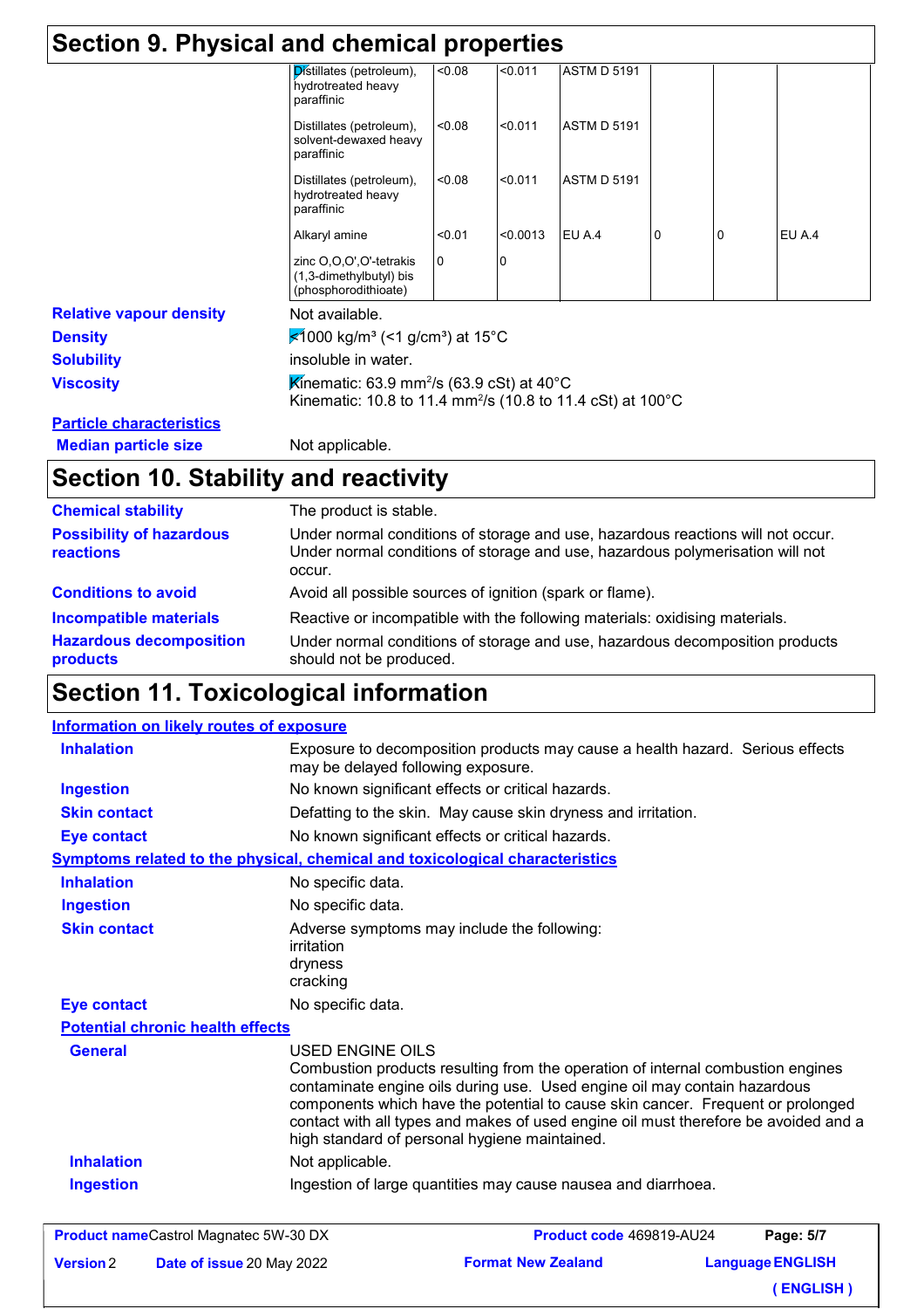# Section 9. Physical and chemical properties

| | | | | | | |
|---|---|---|---|---|---|---|
| Distillates (petroleum), hydrotreated heavy paraffinic | <0.08 | <0.011 | ASTM D 5191 | | | |
| Distillates (petroleum), solvent-dewaxed heavy paraffinic | <0.08 | <0.011 | ASTM D 5191 | | | |
| Distillates (petroleum), hydrotreated heavy paraffinic | <0.08 | <0.011 | ASTM D 5191 | | | |
| Alkaryl amine | <0.01 | <0.0013 | EU A.4 | 0 | 0 | EU A.4 |
| zinc O,O,O',O'-tetrakis (1,3-dimethylbutyl) bis (phosphorodithioate) | 0 | 0 | | | | |

**Relative vapour density** Not available.

**Density** <1000 kg/m³ (<1 g/cm³) at 15°C

**Solubility** insoluble in water.

**Viscosity** Kinematic: 63.9 mm²/s (63.9 cSt) at 40°C
Kinematic: 10.8 to 11.4 mm²/s (10.8 to 11.4 cSt) at 100°C

**Particle characteristics**

**Median particle size** Not applicable.

# Section 10. Stability and reactivity

**Chemical stability** The product is stable.

**Possibility of hazardous reactions** Under normal conditions of storage and use, hazardous reactions will not occur.
Under normal conditions of storage and use, hazardous polymerisation will not occur.

**Conditions to avoid** Avoid all possible sources of ignition (spark or flame).

**Incompatible materials** Reactive or incompatible with the following materials: oxidising materials.

**Hazardous decomposition products** Under normal conditions of storage and use, hazardous decomposition products should not be produced.

# Section 11. Toxicological information

**Information on likely routes of exposure**

**Inhalation** Exposure to decomposition products may cause a health hazard. Serious effects may be delayed following exposure.

**Ingestion** No known significant effects or critical hazards.

**Skin contact** Defatting to the skin. May cause skin dryness and irritation.

**Eye contact** No known significant effects or critical hazards.

**Symptoms related to the physical, chemical and toxicological characteristics**

**Inhalation** No specific data.

**Ingestion** No specific data.

**Skin contact** Adverse symptoms may include the following:
irritation
dryness
cracking

**Eye contact** No specific data.

**Potential chronic health effects**

**General** USED ENGINE OILS
Combustion products resulting from the operation of internal combustion engines contaminate engine oils during use. Used engine oil may contain hazardous components which have the potential to cause skin cancer. Frequent or prolonged contact with all types and makes of used engine oil must therefore be avoided and a high standard of personal hygiene maintained.

**Inhalation** Not applicable.

**Ingestion** Ingestion of large quantities may cause nausea and diarrhoea.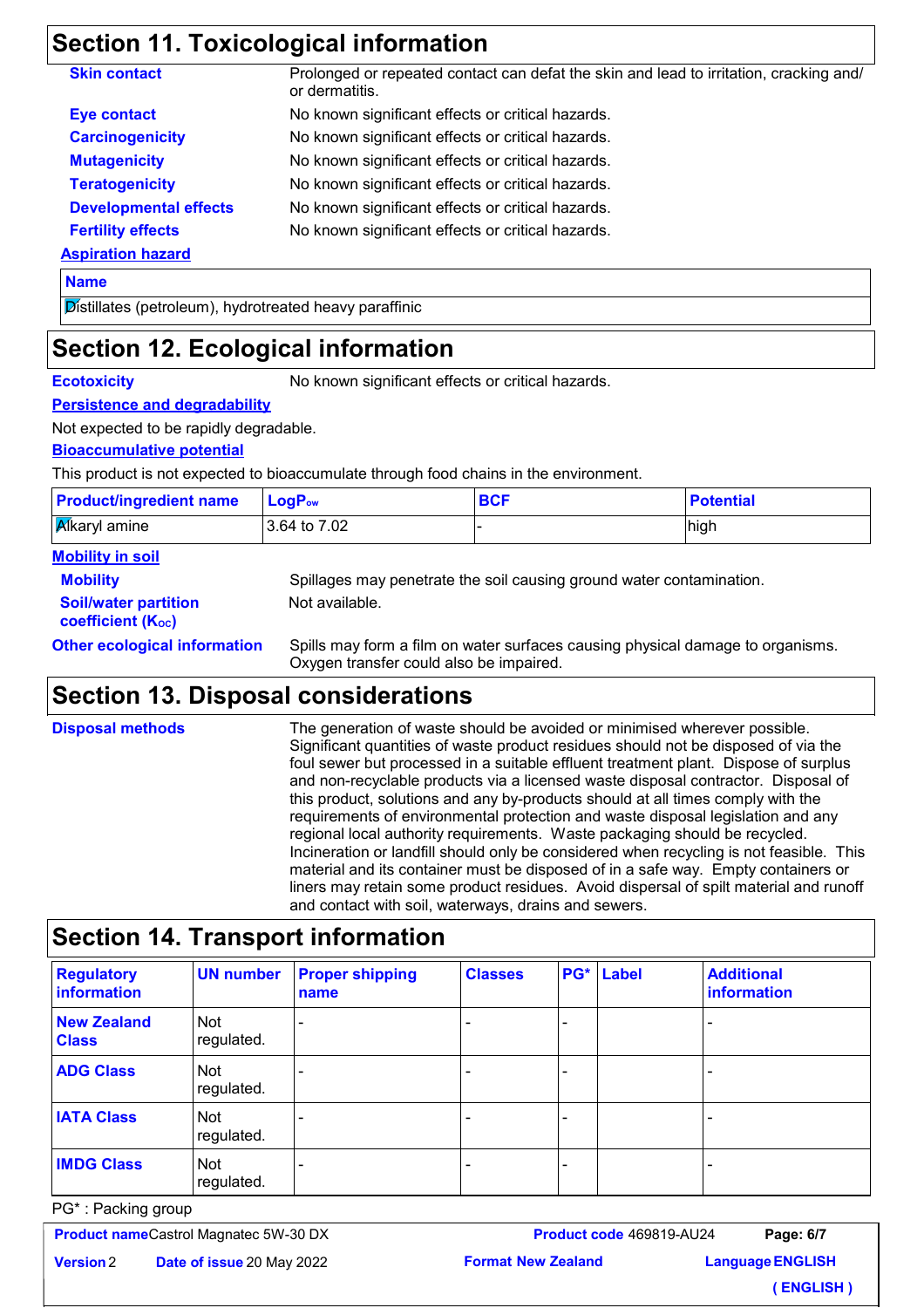## Section 11. Toxicological information

**Skin contact** Prolonged or repeated contact can defat the skin and lead to irritation, cracking and/or dermatitis.

**Eye contact** No known significant effects or critical hazards.

**Carcinogenicity** No known significant effects or critical hazards.

**Mutagenicity** No known significant effects or critical hazards.

**Teratogenicity** No known significant effects or critical hazards.

**Developmental effects** No known significant effects or critical hazards.

**Fertility effects** No known significant effects or critical hazards.

**Aspiration hazard**

| Name |
|---|
| Distillates (petroleum), hydrotreated heavy paraffinic |

## Section 12. Ecological information

**Ecotoxicity** No known significant effects or critical hazards.

**Persistence and degradability**

Not expected to be rapidly degradable.

**Bioaccumulative potential**

This product is not expected to bioaccumulate through food chains in the environment.

| Product/ingredient name | $LogP_{ow}$ | BCF | Potential |
|---|---|---|---|
| Alkaryl amine | 3.64 to 7.02 | - | high |

**Mobility in soil**

**Mobility** Spillages may penetrate the soil causing ground water contamination.

**Soil/water partition coefficient ($K_{OC}$)** Not available.

**Other ecological information** Spills may form a film on water surfaces causing physical damage to organisms. Oxygen transfer could also be impaired.

## Section 13. Disposal considerations

**Disposal methods** The generation of waste should be avoided or minimised wherever possible. Significant quantities of waste product residues should not be disposed of via the foul sewer but processed in a suitable effluent treatment plant. Dispose of surplus and non-recyclable products via a licensed waste disposal contractor. Disposal of this product, solutions and any by-products should at all times comply with the requirements of environmental protection and waste disposal legislation and any regional local authority requirements. Waste packaging should be recycled. Incineration or landfill should only be considered when recycling is not feasible. This material and its container must be disposed of in a safe way. Empty containers or liners may retain some product residues. Avoid dispersal of spilt material and runoff and contact with soil, waterways, drains and sewers.

## Section 14. Transport information

| Regulatory information | UN number | Proper shipping name | Classes | PG* | Label | Additional information |
|---|---|---|---|---|---|---|
| New Zealand Class | Not regulated. | - | - | - | | - |
| ADG Class | Not regulated. | - | - | - | | - |
| IATA Class | Not regulated. | - | - | - | | - |
| IMDG Class | Not regulated. | - | - | - | | - |

PG* : Packing group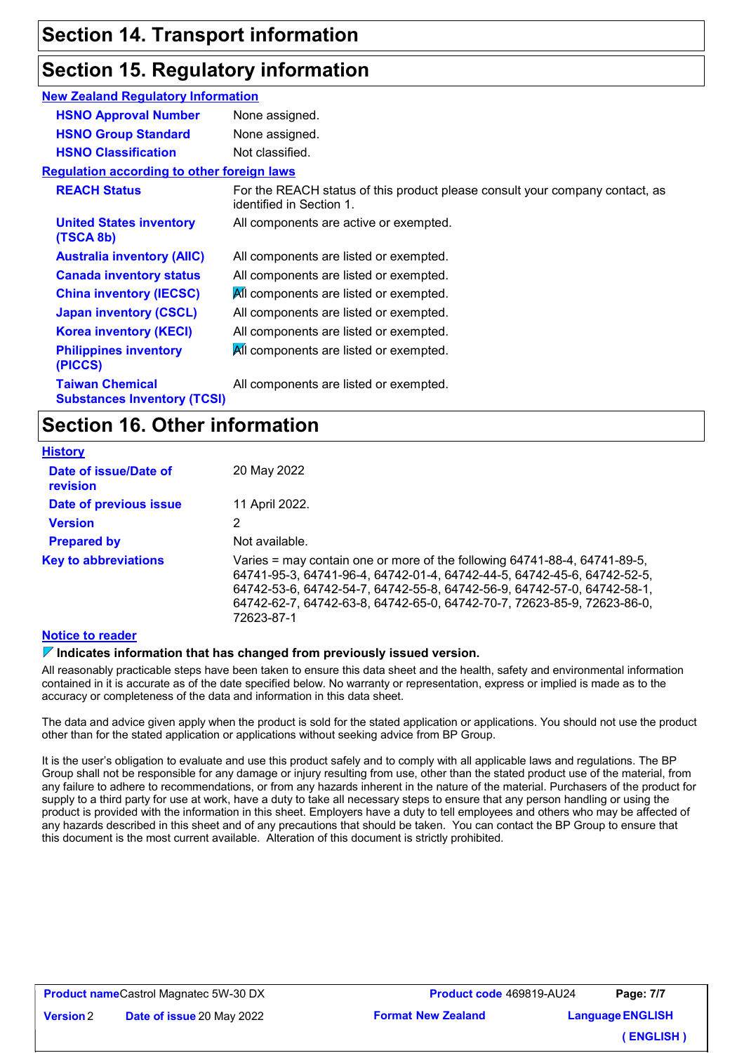## Section 14. Transport information

## Section 15. Regulatory information

**New Zealand Regulatory Information**

| | |
|---|---|
| **HSNO Approval Number** | None assigned. |
| **HSNO Group Standard** | None assigned. |
| **HSNO Classification** | Not classified. |

**Regulation according to other foreign laws**

| | |
|---|---|
| **REACH Status** | For the REACH status of this product please consult your company contact, as identified in Section 1. |
| **United States inventory (TSCA 8b)** | All components are active or exempted. |
| **Australia inventory (AIIC)** | All components are listed or exempted. |
| **Canada inventory status** | All components are listed or exempted. |
| **China inventory (IECSC)** | All components are listed or exempted. |
| **Japan inventory (CSCL)** | All components are listed or exempted. |
| **Korea inventory (KECI)** | All components are listed or exempted. |
| **Philippines inventory (PICCS)** | All components are listed or exempted. |
| **Taiwan Chemical Substances Inventory (TCSI)** | All components are listed or exempted. |

## Section 16. Other information

**History**

| | |
|---|---|
| **Date of issue/Date of revision** | 20 May 2022 |
| **Date of previous issue** | 11 April 2022. |
| **Version** | 2 |
| **Prepared by** | Not available. |
| **Key to abbreviations** | Varies = may contain one or more of the following 64741-88-4, 64741-89-5, 64741-95-3, 64741-96-4, 64742-01-4, 64742-44-5, 64742-45-6, 64742-52-5, 64742-53-6, 64742-54-7, 64742-55-8, 64742-56-9, 64742-57-0, 64742-58-1, 64742-62-7, 64742-63-8, 64742-65-0, 64742-70-7, 72623-85-9, 72623-86-0, 72623-87-1 |

**Notice to reader**

**Indicates information that has changed from previously issued version.**

All reasonably practicable steps have been taken to ensure this data sheet and the health, safety and environmental information contained in it is accurate as of the date specified below. No warranty or representation, express or implied is made as to the accuracy or completeness of the data and information in this data sheet.

The data and advice given apply when the product is sold for the stated application or applications. You should not use the product other than for the stated application or applications without seeking advice from BP Group.

It is the user's obligation to evaluate and use this product safely and to comply with all applicable laws and regulations. The BP Group shall not be responsible for any damage or injury resulting from use, other than the stated product use of the material, from any failure to adhere to recommendations, or from any hazards inherent in the nature of the material. Purchasers of the product for supply to a third party for use at work, have a duty to take all necessary steps to ensure that any person handling or using the product is provided with the information in this sheet. Employers have a duty to tell employees and others who may be affected of any hazards described in this sheet and of any precautions that should be taken. You can contact the BP Group to ensure that this document is the most current available. Alteration of this document is strictly prohibited.